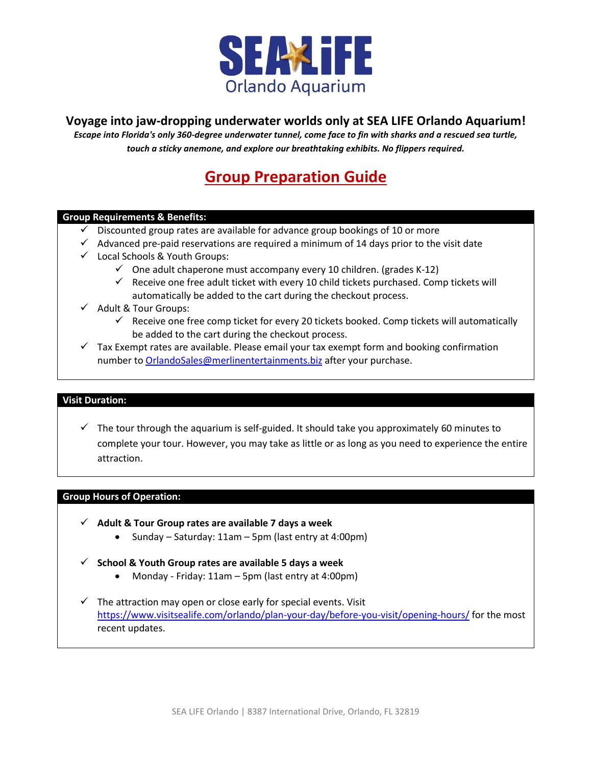# SEA LIFE Orlando Aquarium

## Voyage into jaw-dropping underwater worlds only at SEA LIFE Orlando Aquarium!

***Escape into Florida's only 360-degree underwater tunnel, come face to fin with sharks and a rescued sea turtle, touch a sticky anemone, and explore our breathtaking exhibits. No flippers required.***

## Group Preparation Guide

### Group Requirements & Benefits:

- ✓ Discounted group rates are available for advance group bookings of 10 or more
- ✓ Advanced pre-paid reservations are required a minimum of 14 days prior to the visit date
- ✓ Local Schools & Youth Groups:
  - ✓ One adult chaperone must accompany every 10 children. (grades K-12)
  - ✓ Receive one free adult ticket with every 10 child tickets purchased. Comp tickets will automatically be added to the cart during the checkout process.
- ✓ Adult & Tour Groups:
  - ✓ Receive one free comp ticket for every 20 tickets booked. Comp tickets will automatically be added to the cart during the checkout process.
- ✓ Tax Exempt rates are available. Please email your tax exempt form and booking confirmation number to OrlandoSales@merlinentertainments.biz after your purchase.

### Visit Duration:

- ✓ The tour through the aquarium is self-guided. It should take you approximately 60 minutes to complete your tour. However, you may take as little or as long as you need to experience the entire attraction.

### Group Hours of Operation:

- ✓ **Adult & Tour Group rates are available 7 days a week**
  - Sunday – Saturday: 11am – 5pm (last entry at 4:00pm)
- ✓ **School & Youth Group rates are available 5 days a week**
  - Monday - Friday: 11am – 5pm (last entry at 4:00pm)
- ✓ The attraction may open or close early for special events. Visit https://www.visitsealife.com/orlando/plan-your-day/before-you-visit/opening-hours/ for the most recent updates.

SEA LIFE Orlando | 8387 International Drive, Orlando, FL 32819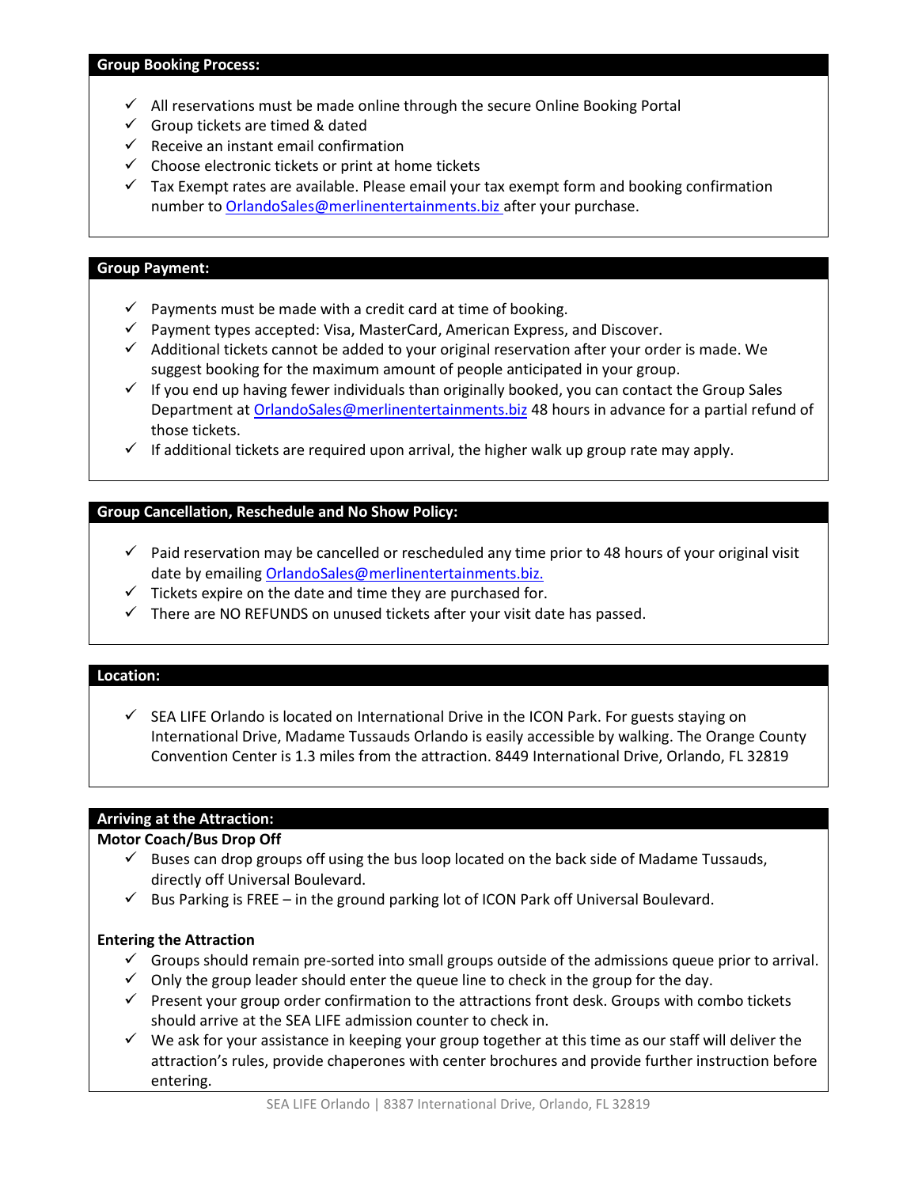## Group Booking Process:

- ✓ All reservations must be made online through the secure Online Booking Portal
- ✓ Group tickets are timed & dated
- ✓ Receive an instant email confirmation
- ✓ Choose electronic tickets or print at home tickets
- ✓ Tax Exempt rates are available. Please email your tax exempt form and booking confirmation number to OrlandoSales@merlinentertainments.biz after your purchase.

## Group Payment:

- ✓ Payments must be made with a credit card at time of booking.
- ✓ Payment types accepted: Visa, MasterCard, American Express, and Discover.
- ✓ Additional tickets cannot be added to your original reservation after your order is made. We suggest booking for the maximum amount of people anticipated in your group.
- ✓ If you end up having fewer individuals than originally booked, you can contact the Group Sales Department at OrlandoSales@merlinentertainments.biz 48 hours in advance for a partial refund of those tickets.
- ✓ If additional tickets are required upon arrival, the higher walk up group rate may apply.

## Group Cancellation, Reschedule and No Show Policy:

- ✓ Paid reservation may be cancelled or rescheduled any time prior to 48 hours of your original visit date by emailing OrlandoSales@merlinentertainments.biz.
- ✓ Tickets expire on the date and time they are purchased for.
- ✓ There are NO REFUNDS on unused tickets after your visit date has passed.

## Location:

- ✓ SEA LIFE Orlando is located on International Drive in the ICON Park. For guests staying on International Drive, Madame Tussauds Orlando is easily accessible by walking. The Orange County Convention Center is 1.3 miles from the attraction. 8449 International Drive, Orlando, FL 32819

## Arriving at the Attraction:

### Motor Coach/Bus Drop Off

- ✓ Buses can drop groups off using the bus loop located on the back side of Madame Tussauds, directly off Universal Boulevard.
- ✓ Bus Parking is FREE – in the ground parking lot of ICON Park off Universal Boulevard.

### Entering the Attraction

- ✓ Groups should remain pre-sorted into small groups outside of the admissions queue prior to arrival.
- ✓ Only the group leader should enter the queue line to check in the group for the day.
- ✓ Present your group order confirmation to the attractions front desk. Groups with combo tickets should arrive at the SEA LIFE admission counter to check in.
- ✓ We ask for your assistance in keeping your group together at this time as our staff will deliver the attraction's rules, provide chaperones with center brochures and provide further instruction before entering.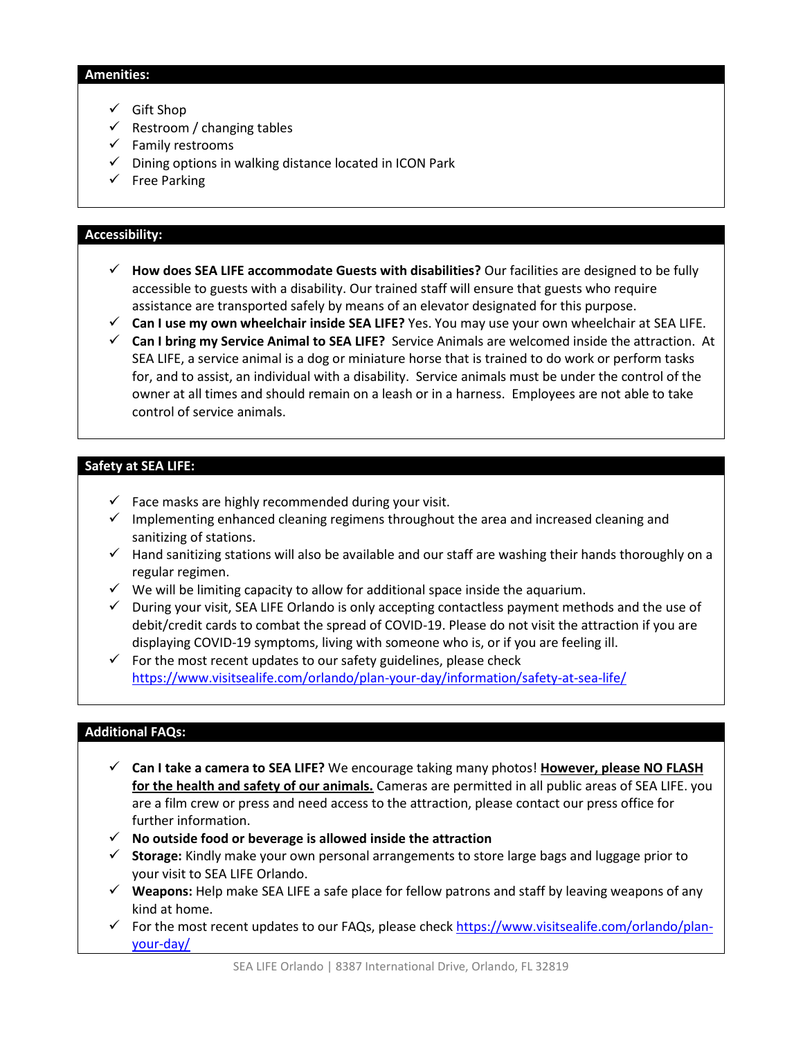## Amenities:

- ✓ Gift Shop
- ✓ Restroom / changing tables
- ✓ Family restrooms
- ✓ Dining options in walking distance located in ICON Park
- ✓ Free Parking

## Accessibility:

- ✓ **How does SEA LIFE accommodate Guests with disabilities?** Our facilities are designed to be fully accessible to guests with a disability. Our trained staff will ensure that guests who require assistance are transported safely by means of an elevator designated for this purpose.
- ✓ **Can I use my own wheelchair inside SEA LIFE?** Yes. You may use your own wheelchair at SEA LIFE.
- ✓ **Can I bring my Service Animal to SEA LIFE?** Service Animals are welcomed inside the attraction. At SEA LIFE, a service animal is a dog or miniature horse that is trained to do work or perform tasks for, and to assist, an individual with a disability. Service animals must be under the control of the owner at all times and should remain on a leash or in a harness. Employees are not able to take control of service animals.

## Safety at SEA LIFE:

- ✓ Face masks are highly recommended during your visit.
- ✓ Implementing enhanced cleaning regimens throughout the area and increased cleaning and sanitizing of stations.
- ✓ Hand sanitizing stations will also be available and our staff are washing their hands thoroughly on a regular regimen.
- ✓ We will be limiting capacity to allow for additional space inside the aquarium.
- ✓ During your visit, SEA LIFE Orlando is only accepting contactless payment methods and the use of debit/credit cards to combat the spread of COVID-19. Please do not visit the attraction if you are displaying COVID-19 symptoms, living with someone who is, or if you are feeling ill.
- ✓ For the most recent updates to our safety guidelines, please check https://www.visitsealife.com/orlando/plan-your-day/information/safety-at-sea-life/

## Additional FAQs:

- ✓ **Can I take a camera to SEA LIFE?** We encourage taking many photos! **<u>However, please NO FLASH for the health and safety of our animals.</u>** Cameras are permitted in all public areas of SEA LIFE. you are a film crew or press and need access to the attraction, please contact our press office for further information.
- ✓ **No outside food or beverage is allowed inside the attraction**
- ✓ **Storage:** Kindly make your own personal arrangements to store large bags and luggage prior to your visit to SEA LIFE Orlando.
- ✓ **Weapons:** Help make SEA LIFE a safe place for fellow patrons and staff by leaving weapons of any kind at home.
- ✓ For the most recent updates to our FAQs, please check https://www.visitsealife.com/orlando/plan-your-day/

SEA LIFE Orlando | 8387 International Drive, Orlando, FL 32819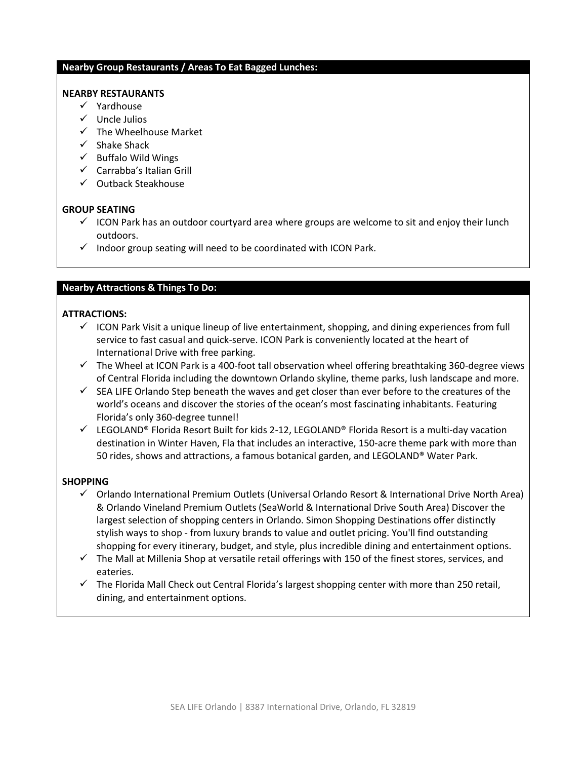## Nearby Group Restaurants / Areas To Eat Bagged Lunches:

**NEARBY RESTAURANTS**

- ✓ Yardhouse
- ✓ Uncle Julios
- ✓ The Wheelhouse Market
- ✓ Shake Shack
- ✓ Buffalo Wild Wings
- ✓ Carrabba's Italian Grill
- ✓ Outback Steakhouse

**GROUP SEATING**

- ✓ ICON Park has an outdoor courtyard area where groups are welcome to sit and enjoy their lunch outdoors.
- ✓ Indoor group seating will need to be coordinated with ICON Park.

## Nearby Attractions & Things To Do:

**ATTRACTIONS:**

- ✓ ICON Park Visit a unique lineup of live entertainment, shopping, and dining experiences from full service to fast casual and quick-serve. ICON Park is conveniently located at the heart of International Drive with free parking.
- ✓ The Wheel at ICON Park is a 400-foot tall observation wheel offering breathtaking 360-degree views of Central Florida including the downtown Orlando skyline, theme parks, lush landscape and more.
- ✓ SEA LIFE Orlando Step beneath the waves and get closer than ever before to the creatures of the world's oceans and discover the stories of the ocean's most fascinating inhabitants. Featuring Florida's only 360-degree tunnel!
- ✓ LEGOLAND® Florida Resort Built for kids 2-12, LEGOLAND® Florida Resort is a multi-day vacation destination in Winter Haven, Fla that includes an interactive, 150-acre theme park with more than 50 rides, shows and attractions, a famous botanical garden, and LEGOLAND® Water Park.

**SHOPPING**

- ✓ Orlando International Premium Outlets (Universal Orlando Resort & International Drive North Area) & Orlando Vineland Premium Outlets (SeaWorld & International Drive South Area) Discover the largest selection of shopping centers in Orlando. Simon Shopping Destinations offer distinctly stylish ways to shop - from luxury brands to value and outlet pricing. You'll find outstanding shopping for every itinerary, budget, and style, plus incredible dining and entertainment options.
- ✓ The Mall at Millenia Shop at versatile retail offerings with 150 of the finest stores, services, and eateries.
- ✓ The Florida Mall Check out Central Florida's largest shopping center with more than 250 retail, dining, and entertainment options.